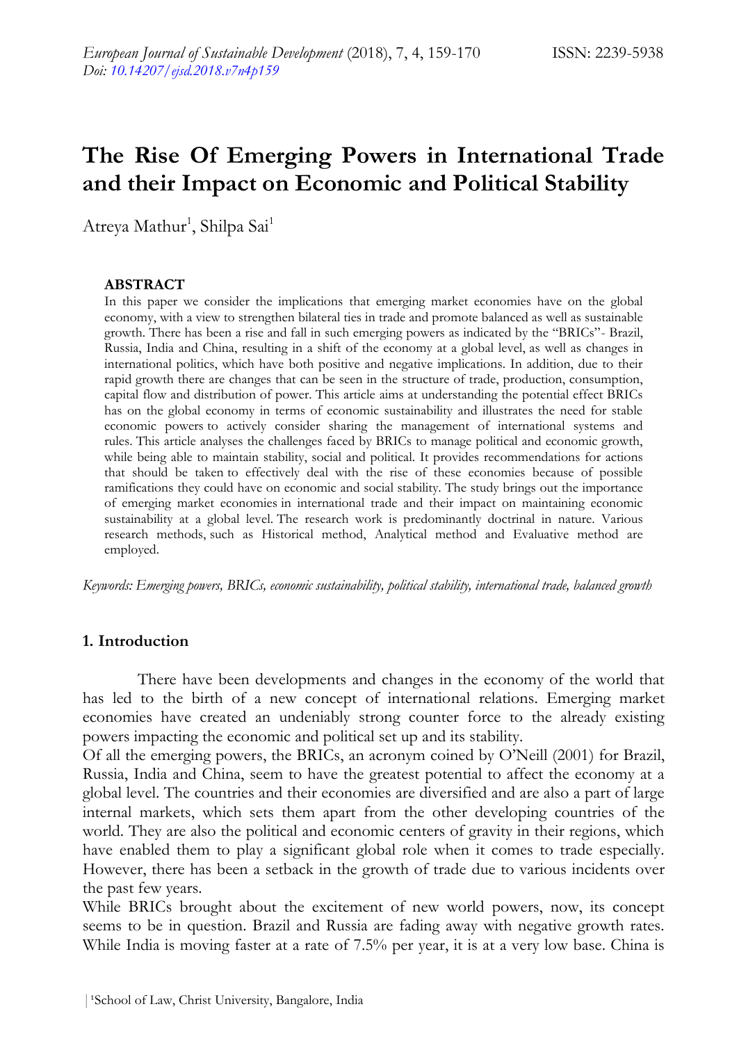# The Rise Of Emerging Powers in International Trade and their Impact on Economic and Political Stability

Atreya Mathur[1], Shilpa Sai[1]

## ABSTRACT

In this paper we consider the implications that emerging market economies have on the global economy, with a view to strengthen bilateral ties in trade and promote balanced as well as sustainable growth. There has been a rise and fall in such emerging powers as indicated by the "BRICs"- Brazil, Russia, India and China, resulting in a shift of the economy at a global level, as well as changes in international politics, which have both positive and negative implications. In addition, due to their rapid growth there are changes that can be seen in the structure of trade, production, consumption, capital flow and distribution of power. This article aims at understanding the potential effect BRICs has on the global economy in terms of economic sustainability and illustrates the need for stable economic powers to actively consider sharing the management of international systems and rules. This article analyses the challenges faced by BRICs to manage political and economic growth, while being able to maintain stability, social and political. It provides recommendations for actions that should be taken to effectively deal with the rise of these economies because of possible ramifications they could have on economic and social stability. The study brings out the importance of emerging market economies in international trade and their impact on maintaining economic sustainability at a global level. The research work is predominantly doctrinal in nature. Various research methods, such as Historical method, Analytical method and Evaluative method are employed.

*Keywords: Emerging powers, BRICs, economic sustainability, political stability, international trade, balanced growth*

## 1. Introduction

There have been developments and changes in the economy of the world that has led to the birth of a new concept of international relations. Emerging market economies have created an undeniably strong counter force to the already existing powers impacting the economic and political set up and its stability.

Of all the emerging powers, the BRICs, an acronym coined by O'Neill (2001) for Brazil, Russia, India and China, seem to have the greatest potential to affect the economy at a global level. The countries and their economies are diversified and are also a part of large internal markets, which sets them apart from the other developing countries of the world. They are also the political and economic centers of gravity in their regions, which have enabled them to play a significant global role when it comes to trade especially. However, there has been a setback in the growth of trade due to various incidents over the past few years.

While BRICs brought about the excitement of new world powers, now, its concept seems to be in question. Brazil and Russia are fading away with negative growth rates. While India is moving faster at a rate of 7.5% per year, it is at a very low base. China is

[1]School of Law, Christ University, Bangalore, India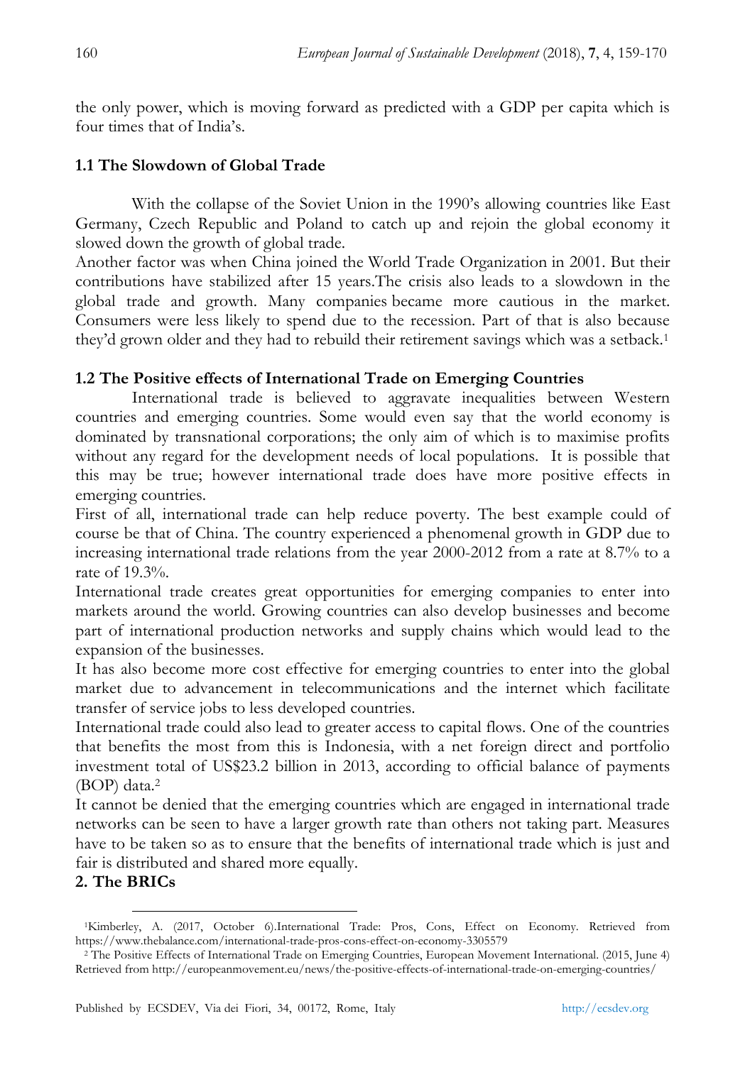the only power, which is moving forward as predicted with a GDP per capita which is four times that of India's.

### 1.1 The Slowdown of Global Trade

With the collapse of the Soviet Union in the 1990's allowing countries like East Germany, Czech Republic and Poland to catch up and rejoin the global economy it slowed down the growth of global trade.

Another factor was when China joined the World Trade Organization in 2001. But their contributions have stabilized after 15 years.The crisis also leads to a slowdown in the global trade and growth. Many companies became more cautious in the market. Consumers were less likely to spend due to the recession. Part of that is also because they'd grown older and they had to rebuild their retirement savings which was a setback.[1]

### 1.2 The Positive effects of International Trade on Emerging Countries

International trade is believed to aggravate inequalities between Western countries and emerging countries. Some would even say that the world economy is dominated by transnational corporations; the only aim of which is to maximise profits without any regard for the development needs of local populations. It is possible that this may be true; however international trade does have more positive effects in emerging countries.

First of all, international trade can help reduce poverty. The best example could of course be that of China. The country experienced a phenomenal growth in GDP due to increasing international trade relations from the year 2000-2012 from a rate at 8.7% to a rate of 19.3%.

International trade creates great opportunities for emerging companies to enter into markets around the world. Growing countries can also develop businesses and become part of international production networks and supply chains which would lead to the expansion of the businesses.

It has also become more cost effective for emerging countries to enter into the global market due to advancement in telecommunications and the internet which facilitate transfer of service jobs to less developed countries.

International trade could also lead to greater access to capital flows. One of the countries that benefits the most from this is Indonesia, with a net foreign direct and portfolio investment total of US$23.2 billion in 2013, according to official balance of payments (BOP) data.[2]

It cannot be denied that the emerging countries which are engaged in international trade networks can be seen to have a larger growth rate than others not taking part. Measures have to be taken so as to ensure that the benefits of international trade which is just and fair is distributed and shared more equally.

## 2. The BRICs

---

[1] Kimberley, A. (2017, October 6).International Trade: Pros, Cons, Effect on Economy. Retrieved from https://www.thebalance.com/international-trade-pros-cons-effect-on-economy-3305579

[2] The Positive Effects of International Trade on Emerging Countries, European Movement International. (2015, June 4) Retrieved from http://europeanmovement.eu/news/the-positive-effects-of-international-trade-on-emerging-countries/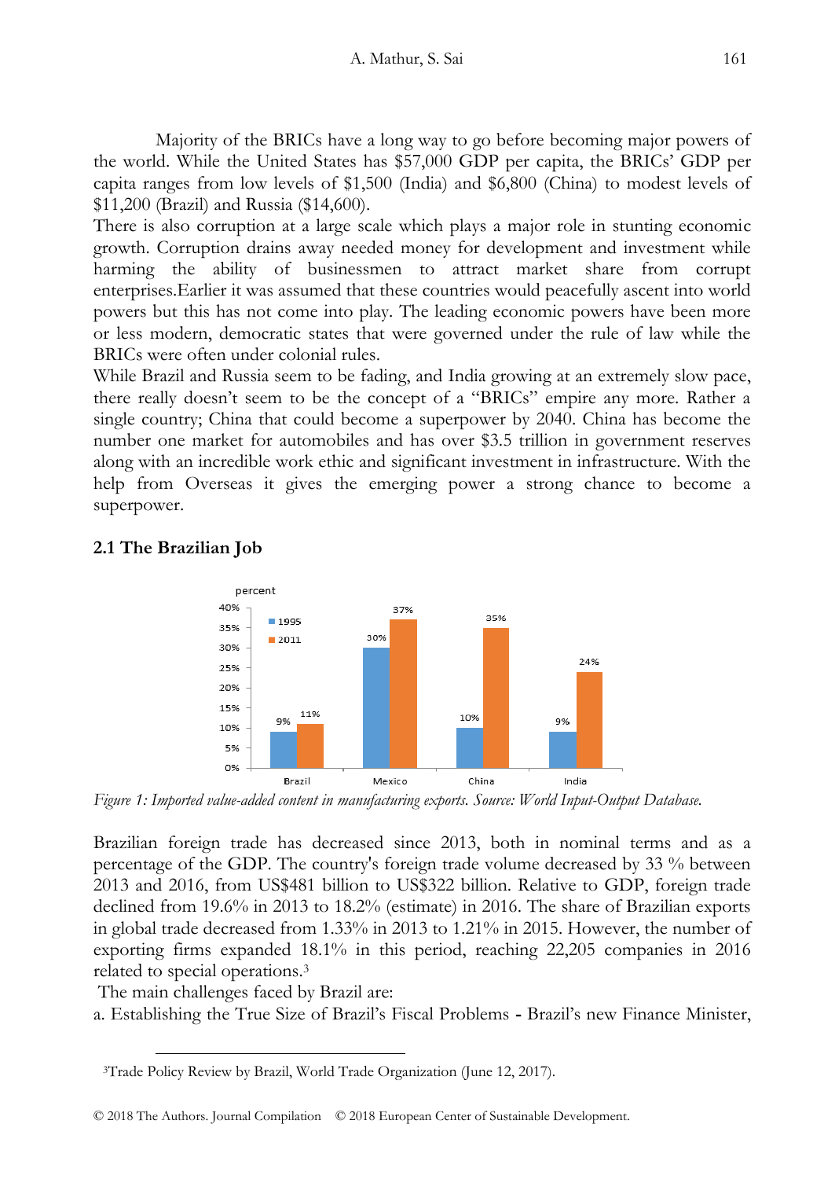Majority of the BRICs have a long way to go before becoming major powers of the world. While the United States has $57,000 GDP per capita, the BRICs' GDP per capita ranges from low levels of $1,500 (India) and $6,800 (China) to modest levels of $11,200 (Brazil) and Russia ($14,600).

There is also corruption at a large scale which plays a major role in stunting economic growth. Corruption drains away needed money for development and investment while harming the ability of businessmen to attract market share from corrupt enterprises.Earlier it was assumed that these countries would peacefully ascent into world powers but this has not come into play. The leading economic powers have been more or less modern, democratic states that were governed under the rule of law while the BRICs were often under colonial rules.

While Brazil and Russia seem to be fading, and India growing at an extremely slow pace, there really doesn't seem to be the concept of a "BRICs" empire any more. Rather a single country; China that could become a superpower by 2040. China has become the number one market for automobiles and has over $3.5 trillion in government reserves along with an incredible work ethic and significant investment in infrastructure. With the help from Overseas it gives the emerging power a strong chance to become a superpower.

## 2.1 The Brazilian Job

| Country | 1995 | 2011 |
|---|---|---|
| Brazil | 9% | 11% |
| Mexico | 30% | 37% |
| China | 10% | 35% |
| India | 9% | 24% |

*Figure 1: Imported value-added content in manufacturing exports. Source: World Input-Output Database.*

Brazilian foreign trade has decreased since 2013, both in nominal terms and as a percentage of the GDP. The country's foreign trade volume decreased by 33 % between 2013 and 2016, from US$481 billion to US$322 billion. Relative to GDP, foreign trade declined from 19.6% in 2013 to 18.2% (estimate) in 2016. The share of Brazilian exports in global trade decreased from 1.33% in 2013 to 1.21% in 2015. However, the number of exporting firms expanded 18.1% in this period, reaching 22,205 companies in 2016 related to special operations.[3]

The main challenges faced by Brazil are:

a. Establishing the True Size of Brazil's Fiscal Problems **-** Brazil's new Finance Minister,

---

[3] Trade Policy Review by Brazil, World Trade Organization (June 12, 2017).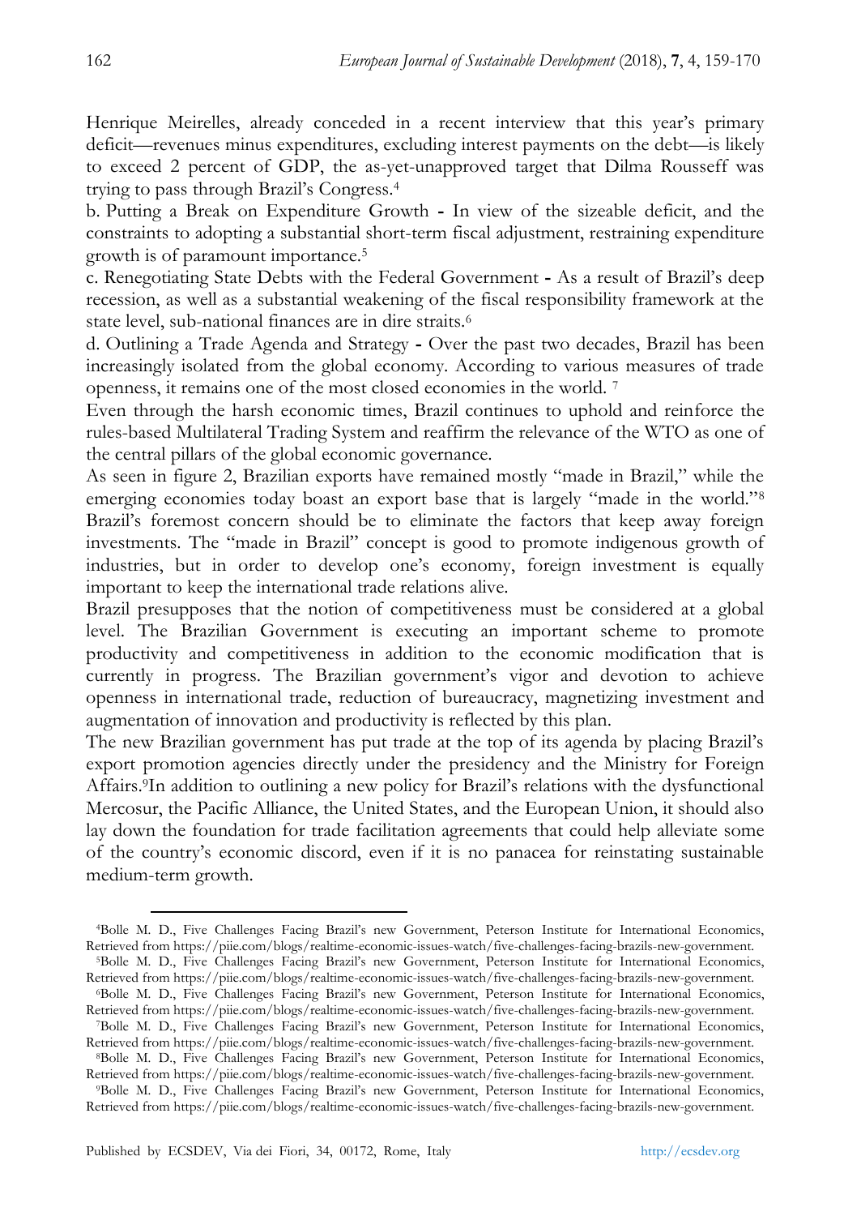Henrique Meirelles, already conceded in a recent interview that this year's primary deficit—revenues minus expenditures, excluding interest payments on the debt—is likely to exceed 2 percent of GDP, the as-yet-unapproved target that Dilma Rousseff was trying to pass through Brazil's Congress.[4]

b. Putting a Break on Expenditure Growth - In view of the sizeable deficit, and the constraints to adopting a substantial short-term fiscal adjustment, restraining expenditure growth is of paramount importance.[5]

c. Renegotiating State Debts with the Federal Government - As a result of Brazil's deep recession, as well as a substantial weakening of the fiscal responsibility framework at the state level, sub-national finances are in dire straits.[6]

d. Outlining a Trade Agenda and Strategy - Over the past two decades, Brazil has been increasingly isolated from the global economy. According to various measures of trade openness, it remains one of the most closed economies in the world. [7]

Even through the harsh economic times, Brazil continues to uphold and reinforce the rules-based Multilateral Trading System and reaffirm the relevance of the WTO as one of the central pillars of the global economic governance.

As seen in figure 2, Brazilian exports have remained mostly "made in Brazil," while the emerging economies today boast an export base that is largely "made in the world."[8] Brazil's foremost concern should be to eliminate the factors that keep away foreign investments. The "made in Brazil" concept is good to promote indigenous growth of industries, but in order to develop one's economy, foreign investment is equally important to keep the international trade relations alive.

Brazil presupposes that the notion of competitiveness must be considered at a global level. The Brazilian Government is executing an important scheme to promote productivity and competitiveness in addition to the economic modification that is currently in progress. The Brazilian government's vigor and devotion to achieve openness in international trade, reduction of bureaucracy, magnetizing investment and augmentation of innovation and productivity is reflected by this plan.

The new Brazilian government has put trade at the top of its agenda by placing Brazil's export promotion agencies directly under the presidency and the Ministry for Foreign Affairs.[9] In addition to outlining a new policy for Brazil's relations with the dysfunctional Mercosur, the Pacific Alliance, the United States, and the European Union, it should also lay down the foundation for trade facilitation agreements that could help alleviate some of the country's economic discord, even if it is no panacea for reinstating sustainable medium-term growth.

---

[4] Bolle M. D., Five Challenges Facing Brazil's new Government, Peterson Institute for International Economics, Retrieved from https://piie.com/blogs/realtime-economic-issues-watch/five-challenges-facing-brazils-new-government.

[5] Bolle M. D., Five Challenges Facing Brazil's new Government, Peterson Institute for International Economics, Retrieved from https://piie.com/blogs/realtime-economic-issues-watch/five-challenges-facing-brazils-new-government.

[6] Bolle M. D., Five Challenges Facing Brazil's new Government, Peterson Institute for International Economics, Retrieved from https://piie.com/blogs/realtime-economic-issues-watch/five-challenges-facing-brazils-new-government.

[7] Bolle M. D., Five Challenges Facing Brazil's new Government, Peterson Institute for International Economics, Retrieved from https://piie.com/blogs/realtime-economic-issues-watch/five-challenges-facing-brazils-new-government.

[8] Bolle M. D., Five Challenges Facing Brazil's new Government, Peterson Institute for International Economics, Retrieved from https://piie.com/blogs/realtime-economic-issues-watch/five-challenges-facing-brazils-new-government.

[9] Bolle M. D., Five Challenges Facing Brazil's new Government, Peterson Institute for International Economics, Retrieved from https://piie.com/blogs/realtime-economic-issues-watch/five-challenges-facing-brazils-new-government.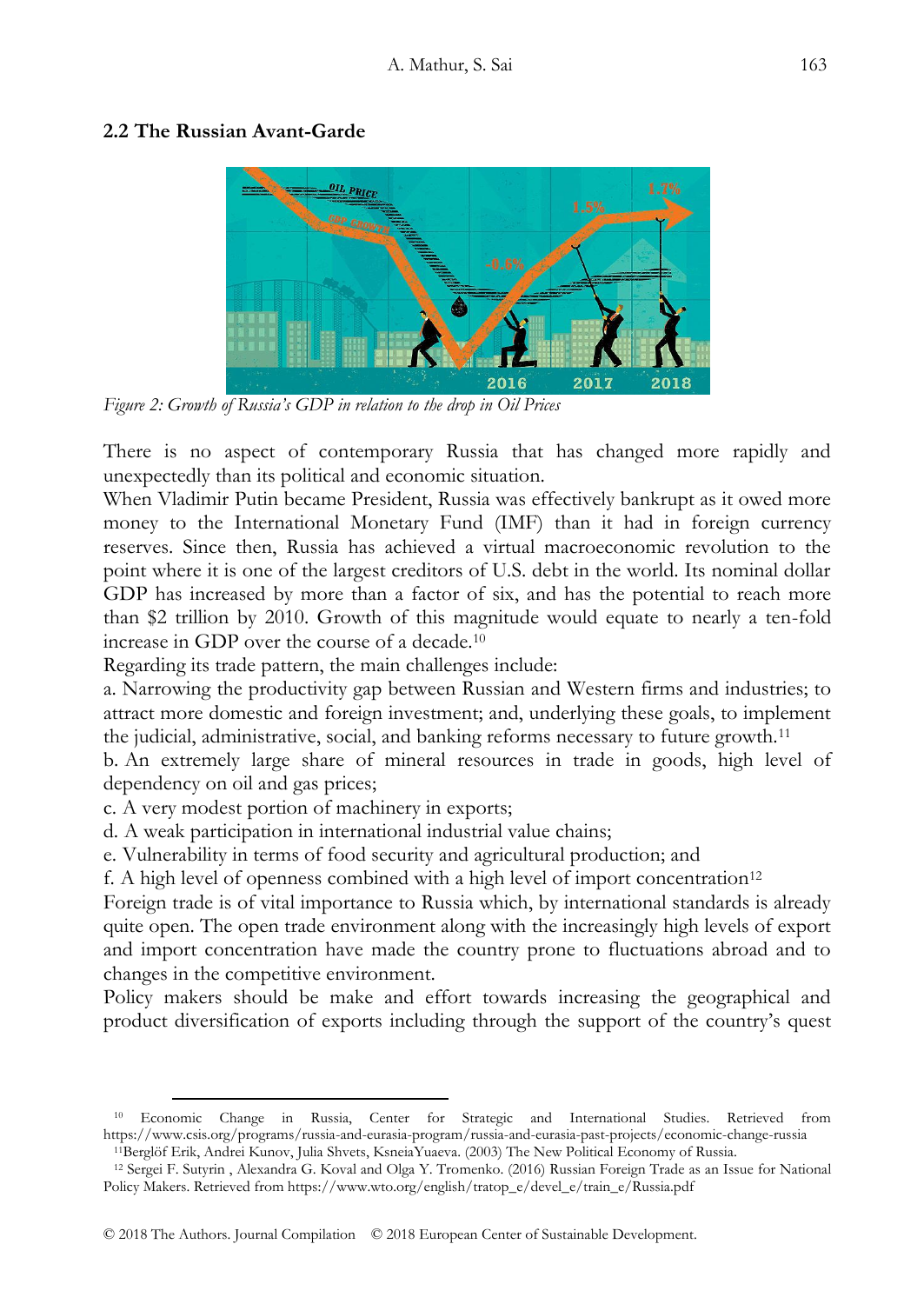### 2.2 The Russian Avant-Garde

*Figure 2: Growth of Russia's GDP in relation to the drop in Oil Prices*

There is no aspect of contemporary Russia that has changed more rapidly and unexpectedly than its political and economic situation.

When Vladimir Putin became President, Russia was effectively bankrupt as it owed more money to the International Monetary Fund (IMF) than it had in foreign currency reserves. Since then, Russia has achieved a virtual macroeconomic revolution to the point where it is one of the largest creditors of U.S. debt in the world. Its nominal dollar GDP has increased by more than a factor of six, and has the potential to reach more than $2 trillion by 2010. Growth of this magnitude would equate to nearly a ten-fold increase in GDP over the course of a decade.[10]

Regarding its trade pattern, the main challenges include:

a. Narrowing the productivity gap between Russian and Western firms and industries; to attract more domestic and foreign investment; and, underlying these goals, to implement the judicial, administrative, social, and banking reforms necessary to future growth.[11]

b. An extremely large share of mineral resources in trade in goods, high level of dependency on oil and gas prices;

c. A very modest portion of machinery in exports;

d. A weak participation in international industrial value chains;

e. Vulnerability in terms of food security and agricultural production; and

f. A high level of openness combined with a high level of import concentration[12]

Foreign trade is of vital importance to Russia which, by international standards is already quite open. The open trade environment along with the increasingly high levels of export and import concentration have made the country prone to fluctuations abroad and to changes in the competitive environment.

Policy makers should be make and effort towards increasing the geographical and product diversification of exports including through the support of the country's quest

---

[10] Economic Change in Russia, Center for Strategic and International Studies. Retrieved from https://www.csis.org/programs/russia-and-eurasia-program/russia-and-eurasia-past-projects/economic-change-russia

[11] Berglöf Erik, Andrei Kunov, Julia Shvets, KsneiaYuaeva. (2003) The New Political Economy of Russia.

[12] Sergei F. Sutyrin , Alexandra G. Koval and Olga Y. Tromenko. (2016) Russian Foreign Trade as an Issue for National Policy Makers. Retrieved from https://www.wto.org/english/tratop_e/devel_e/train_e/Russia.pdf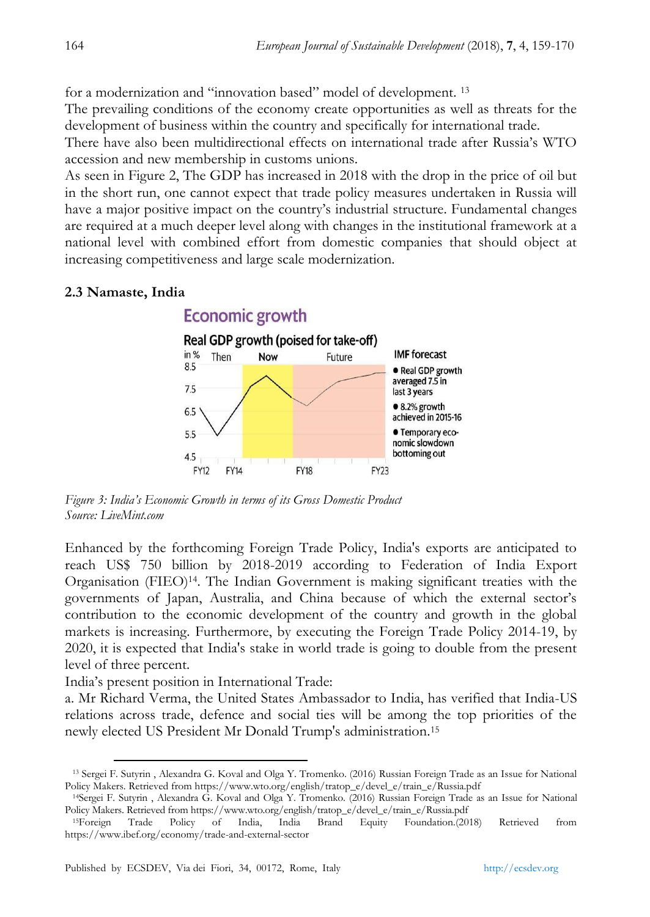for a modernization and "innovation based" model of development. [13]

The prevailing conditions of the economy create opportunities as well as threats for the development of business within the country and specifically for international trade.

There have also been multidirectional effects on international trade after Russia's WTO accession and new membership in customs unions.

As seen in Figure 2, The GDP has increased in 2018 with the drop in the price of oil but in the short run, one cannot expect that trade policy measures undertaken in Russia will have a major positive impact on the country's industrial structure. Fundamental changes are required at a much deeper level along with changes in the institutional framework at a national level with combined effort from domestic companies that should object at increasing competitiveness and large scale modernization.

### 2.3 Namaste, India

*Figure 3: India's Economic Growth in terms of its Gross Domestic Product*
*Source: LiveMint.com*

Enhanced by the forthcoming Foreign Trade Policy, India's exports are anticipated to reach US$ 750 billion by 2018-2019 according to Federation of India Export Organisation (FIEO)[14]. The Indian Government is making significant treaties with the governments of Japan, Australia, and China because of which the external sector's contribution to the economic development of the country and growth in the global markets is increasing. Furthermore, by executing the Foreign Trade Policy 2014-19, by 2020, it is expected that India's stake in world trade is going to double from the present level of three percent.

India's present position in International Trade:

a. Mr Richard Verma, the United States Ambassador to India, has verified that India-US relations across trade, defence and social ties will be among the top priorities of the newly elected US President Mr Donald Trump's administration.[15]

---

[13] Sergei F. Sutyrin , Alexandra G. Koval and Olga Y. Tromenko. (2016) Russian Foreign Trade as an Issue for National Policy Makers. Retrieved from https://www.wto.org/english/tratop_e/devel_e/train_e/Russia.pdf

[14] Sergei F. Sutyrin , Alexandra G. Koval and Olga Y. Tromenko. (2016) Russian Foreign Trade as an Issue for National Policy Makers. Retrieved from https://www.wto.org/english/tratop_e/devel_e/train_e/Russia.pdf

[15] Foreign Trade Policy of India, India Brand Equity Foundation.(2018) Retrieved from https://www.ibef.org/economy/trade-and-external-sector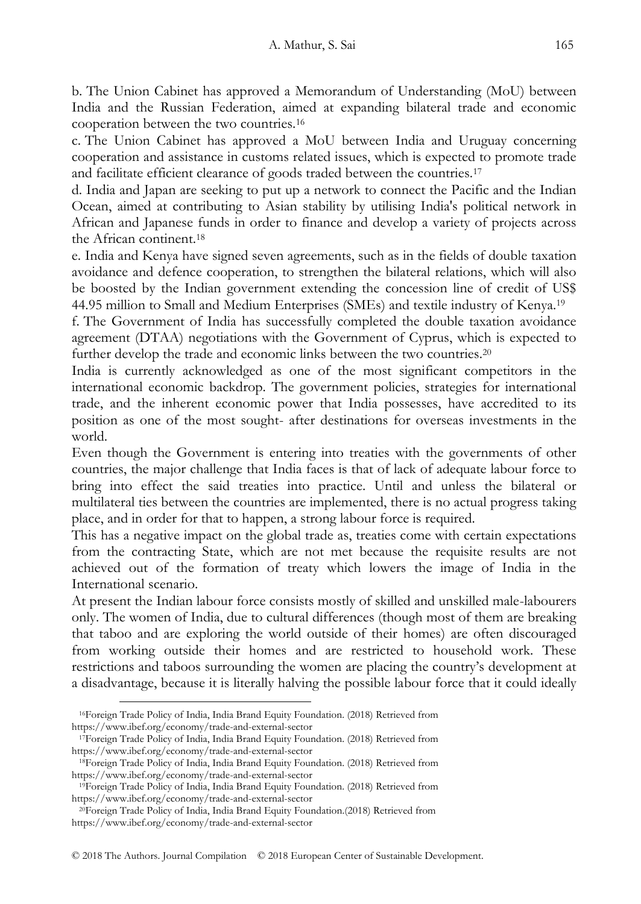b. The Union Cabinet has approved a Memorandum of Understanding (MoU) between India and the Russian Federation, aimed at expanding bilateral trade and economic cooperation between the two countries.[16]

c. The Union Cabinet has approved a MoU between India and Uruguay concerning cooperation and assistance in customs related issues, which is expected to promote trade and facilitate efficient clearance of goods traded between the countries.[17]

d. India and Japan are seeking to put up a network to connect the Pacific and the Indian Ocean, aimed at contributing to Asian stability by utilising India's political network in African and Japanese funds in order to finance and develop a variety of projects across the African continent.[18]

e. India and Kenya have signed seven agreements, such as in the fields of double taxation avoidance and defence cooperation, to strengthen the bilateral relations, which will also be boosted by the Indian government extending the concession line of credit of US$ 44.95 million to Small and Medium Enterprises (SMEs) and textile industry of Kenya.[19]

f. The Government of India has successfully completed the double taxation avoidance agreement (DTAA) negotiations with the Government of Cyprus, which is expected to further develop the trade and economic links between the two countries.[20]

India is currently acknowledged as one of the most significant competitors in the international economic backdrop. The government policies, strategies for international trade, and the inherent economic power that India possesses, have accredited to its position as one of the most sought- after destinations for overseas investments in the world.

Even though the Government is entering into treaties with the governments of other countries, the major challenge that India faces is that of lack of adequate labour force to bring into effect the said treaties into practice. Until and unless the bilateral or multilateral ties between the countries are implemented, there is no actual progress taking place, and in order for that to happen, a strong labour force is required.

This has a negative impact on the global trade as, treaties come with certain expectations from the contracting State, which are not met because the requisite results are not achieved out of the formation of treaty which lowers the image of India in the International scenario.

At present the Indian labour force consists mostly of skilled and unskilled male-labourers only. The women of India, due to cultural differences (though most of them are breaking that taboo and are exploring the world outside of their homes) are often discouraged from working outside their homes and are restricted to household work. These restrictions and taboos surrounding the women are placing the country's development at a disadvantage, because it is literally halving the possible labour force that it could ideally

[16]Foreign Trade Policy of India, India Brand Equity Foundation. (2018) Retrieved from https://www.ibef.org/economy/trade-and-external-sector

[17]Foreign Trade Policy of India, India Brand Equity Foundation. (2018) Retrieved from https://www.ibef.org/economy/trade-and-external-sector

[18]Foreign Trade Policy of India, India Brand Equity Foundation. (2018) Retrieved from https://www.ibef.org/economy/trade-and-external-sector

[19]Foreign Trade Policy of India, India Brand Equity Foundation. (2018) Retrieved from https://www.ibef.org/economy/trade-and-external-sector

[20]Foreign Trade Policy of India, India Brand Equity Foundation.(2018) Retrieved from https://www.ibef.org/economy/trade-and-external-sector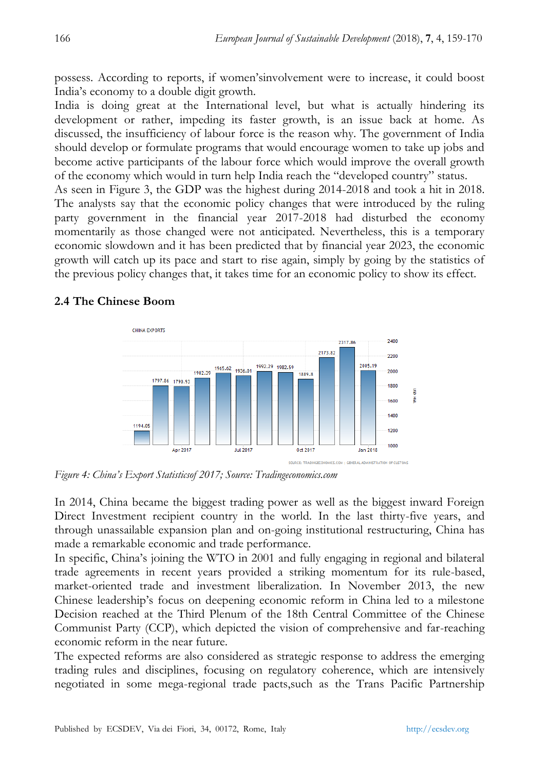possess. According to reports, if women'sinvolvement were to increase, it could boost India's economy to a double digit growth.

India is doing great at the International level, but what is actually hindering its development or rather, impeding its faster growth, is an issue back at home. As discussed, the insufficiency of labour force is the reason why. The government of India should develop or formulate programs that would encourage women to take up jobs and become active participants of the labour force which would improve the overall growth of the economy which would in turn help India reach the "developed country" status.

As seen in Figure 3, the GDP was the highest during 2014-2018 and took a hit in 2018. The analysts say that the economic policy changes that were introduced by the ruling party government in the financial year 2017-2018 had disturbed the economy momentarily as those changed were not anticipated. Nevertheless, this is a temporary economic slowdown and it has been predicted that by financial year 2023, the economic growth will catch up its pace and start to rise again, simply by going by the statistics of the previous policy changes that, it takes time for an economic policy to show its effect.

### 2.4 The Chinese Boom

*Figure 4: China's Export Statisticsof 2017; Source: Tradingeconomics.com*

In 2014, China became the biggest trading power as well as the biggest inward Foreign Direct Investment recipient country in the world. In the last thirty-five years, and through unassailable expansion plan and on-going institutional restructuring, China has made a remarkable economic and trade performance.

In specific, China's joining the WTO in 2001 and fully engaging in regional and bilateral trade agreements in recent years provided a striking momentum for its rule-based, market-oriented trade and investment liberalization. In November 2013, the new Chinese leadership's focus on deepening economic reform in China led to a milestone Decision reached at the Third Plenum of the 18th Central Committee of the Chinese Communist Party (CCP), which depicted the vision of comprehensive and far-reaching economic reform in the near future.

The expected reforms are also considered as strategic response to address the emerging trading rules and disciplines, focusing on regulatory coherence, which are intensively negotiated in some mega-regional trade pacts,such as the Trans Pacific Partnership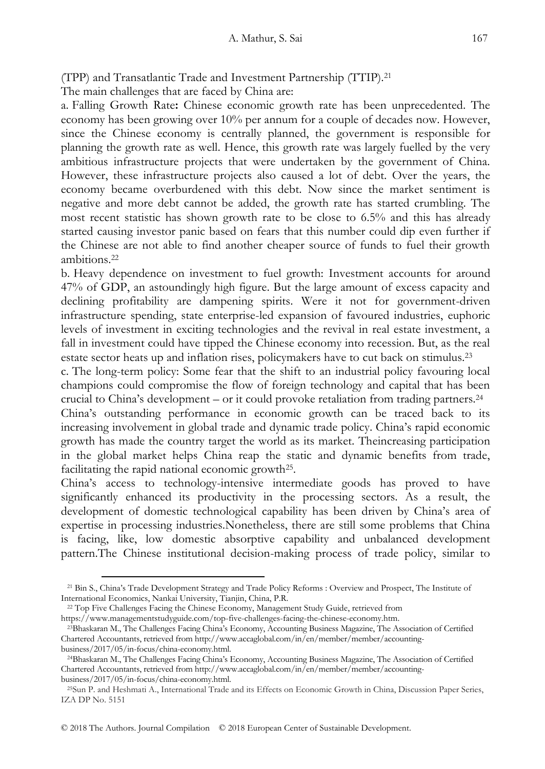(TPP) and Transatlantic Trade and Investment Partnership (TTIP).[21]

The main challenges that are faced by China are:

a. Falling Growth Rate**:** Chinese economic growth rate has been unprecedented. The economy has been growing over 10% per annum for a couple of decades now. However, since the Chinese economy is centrally planned, the government is responsible for planning the growth rate as well. Hence, this growth rate was largely fuelled by the very ambitious infrastructure projects that were undertaken by the government of China. However, these infrastructure projects also caused a lot of debt. Over the years, the economy became overburdened with this debt. Now since the market sentiment is negative and more debt cannot be added, the growth rate has started crumbling. The most recent statistic has shown growth rate to be close to 6.5% and this has already started causing investor panic based on fears that this number could dip even further if the Chinese are not able to find another cheaper source of funds to fuel their growth ambitions.[22]

b. Heavy dependence on investment to fuel growth: Investment accounts for around 47% of GDP, an astoundingly high figure. But the large amount of excess capacity and declining profitability are dampening spirits. Were it not for government-driven infrastructure spending, state enterprise-led expansion of favoured industries, euphoric levels of investment in exciting technologies and the revival in real estate investment, a fall in investment could have tipped the Chinese economy into recession. But, as the real estate sector heats up and inflation rises, policymakers have to cut back on stimulus.[23]

c. The long-term policy: Some fear that the shift to an industrial policy favouring local champions could compromise the flow of foreign technology and capital that has been crucial to China's development – or it could provoke retaliation from trading partners.[24]

China's outstanding performance in economic growth can be traced back to its increasing involvement in global trade and dynamic trade policy. China's rapid economic growth has made the country target the world as its market. Theincreasing participation in the global market helps China reap the static and dynamic benefits from trade, facilitating the rapid national economic growth[25].

China's access to technology-intensive intermediate goods has proved to have significantly enhanced its productivity in the processing sectors. As a result, the development of domestic technological capability has been driven by China's area of expertise in processing industries.Nonetheless, there are still some problems that China is facing, like, low domestic absorptive capability and unbalanced development pattern.The Chinese institutional decision-making process of trade policy, similar to

---

[21] Bin S., China's Trade Development Strategy and Trade Policy Reforms : Overview and Prospect, The Institute of International Economics, Nankai University, Tianjin, China, P.R.

[22] Top Five Challenges Facing the Chinese Economy, Management Study Guide, retrieved from https://www.managementstudyguide.com/top-five-challenges-facing-the-chinese-economy.htm.

[23] Bhaskaran M., The Challenges Facing China's Economy, Accounting Business Magazine, The Association of Certified Chartered Accountants, retrieved from http://www.accaglobal.com/in/en/member/member/accounting-business/2017/05/in-focus/china-economy.html.

[24] Bhaskaran M., The Challenges Facing China's Economy, Accounting Business Magazine, The Association of Certified Chartered Accountants, retrieved from http://www.accaglobal.com/in/en/member/member/accounting-business/2017/05/in-focus/china-economy.html.

[25] Sun P. and Heshmati A., International Trade and its Effects on Economic Growth in China, Discussion Paper Series, IZA DP No. 5151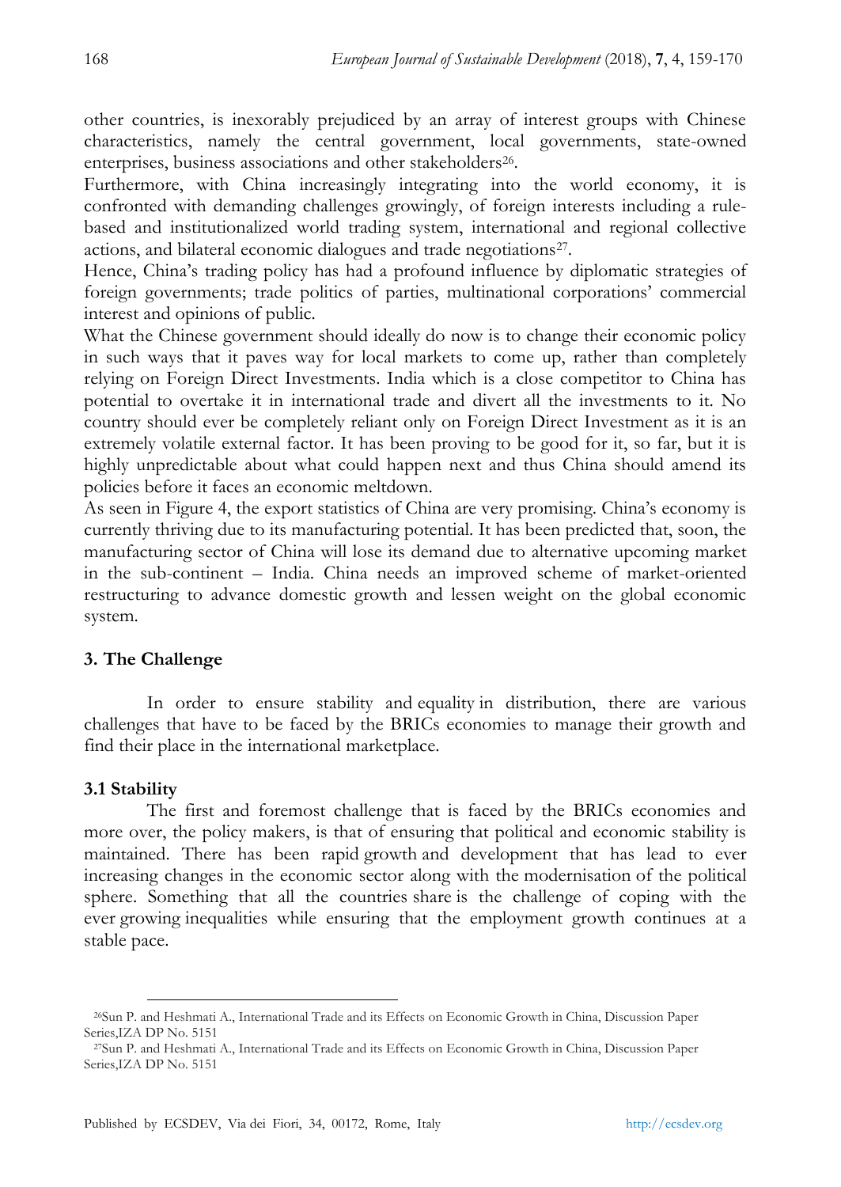other countries, is inexorably prejudiced by an array of interest groups with Chinese characteristics, namely the central government, local governments, state-owned enterprises, business associations and other stakeholders[26].

Furthermore, with China increasingly integrating into the world economy, it is confronted with demanding challenges growingly, of foreign interests including a rule-based and institutionalized world trading system, international and regional collective actions, and bilateral economic dialogues and trade negotiations[27].

Hence, China's trading policy has had a profound influence by diplomatic strategies of foreign governments; trade politics of parties, multinational corporations' commercial interest and opinions of public.

What the Chinese government should ideally do now is to change their economic policy in such ways that it paves way for local markets to come up, rather than completely relying on Foreign Direct Investments. India which is a close competitor to China has potential to overtake it in international trade and divert all the investments to it. No country should ever be completely reliant only on Foreign Direct Investment as it is an extremely volatile external factor. It has been proving to be good for it, so far, but it is highly unpredictable about what could happen next and thus China should amend its policies before it faces an economic meltdown.

As seen in Figure 4, the export statistics of China are very promising. China's economy is currently thriving due to its manufacturing potential. It has been predicted that, soon, the manufacturing sector of China will lose its demand due to alternative upcoming market in the sub-continent – India. China needs an improved scheme of market-oriented restructuring to advance domestic growth and lessen weight on the global economic system.

## 3. The Challenge

In order to ensure stability and equality in distribution, there are various challenges that have to be faced by the BRICs economies to manage their growth and find their place in the international marketplace.

### 3.1 Stability

The first and foremost challenge that is faced by the BRICs economies and more over, the policy makers, is that of ensuring that political and economic stability is maintained. There has been rapid growth and development that has lead to ever increasing changes in the economic sector along with the modernisation of the political sphere. Something that all the countries share is the challenge of coping with the ever growing inequalities while ensuring that the employment growth continues at a stable pace.

---

[26] Sun P. and Heshmati A., International Trade and its Effects on Economic Growth in China, Discussion Paper Series,IZA DP No. 5151

[27] Sun P. and Heshmati A., International Trade and its Effects on Economic Growth in China, Discussion Paper Series,IZA DP No. 5151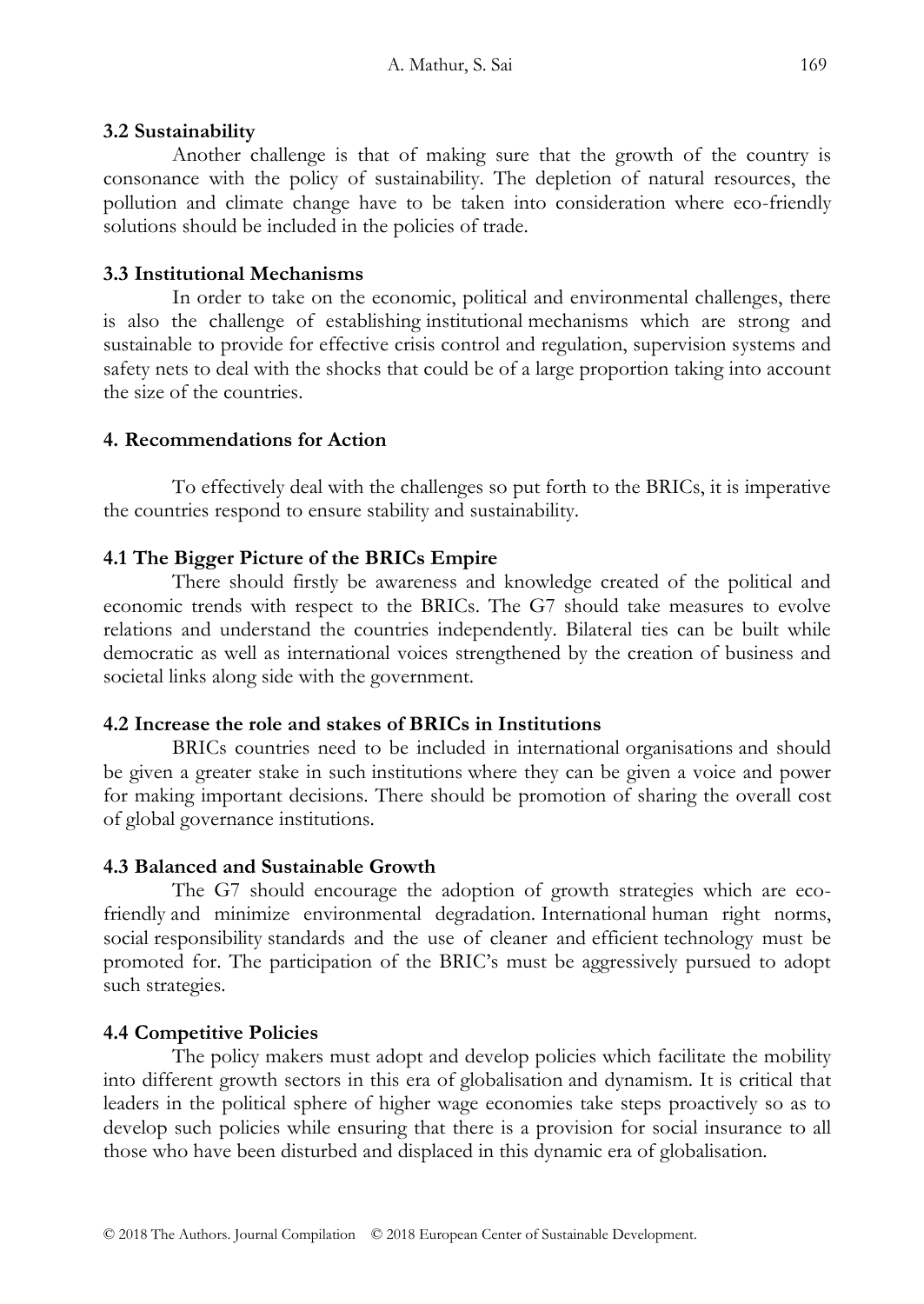### 3.2 Sustainability

Another challenge is that of making sure that the growth of the country is consonance with the policy of sustainability. The depletion of natural resources, the pollution and climate change have to be taken into consideration where eco-friendly solutions should be included in the policies of trade.

### 3.3 Institutional Mechanisms

In order to take on the economic, political and environmental challenges, there is also the challenge of establishing institutional mechanisms which are strong and sustainable to provide for effective crisis control and regulation, supervision systems and safety nets to deal with the shocks that could be of a large proportion taking into account the size of the countries.

## 4. Recommendations for Action

To effectively deal with the challenges so put forth to the BRICs, it is imperative the countries respond to ensure stability and sustainability.

### 4.1 The Bigger Picture of the BRICs Empire

There should firstly be awareness and knowledge created of the political and economic trends with respect to the BRICs. The G7 should take measures to evolve relations and understand the countries independently. Bilateral ties can be built while democratic as well as international voices strengthened by the creation of business and societal links along side with the government.

### 4.2 Increase the role and stakes of BRICs in Institutions

BRICs countries need to be included in international organisations and should be given a greater stake in such institutions where they can be given a voice and power for making important decisions. There should be promotion of sharing the overall cost of global governance institutions.

### 4.3 Balanced and Sustainable Growth

The G7 should encourage the adoption of growth strategies which are eco-friendly and minimize environmental degradation. International human right norms, social responsibility standards and the use of cleaner and efficient technology must be promoted for. The participation of the BRIC's must be aggressively pursued to adopt such strategies.

### 4.4 Competitive Policies

The policy makers must adopt and develop policies which facilitate the mobility into different growth sectors in this era of globalisation and dynamism. It is critical that leaders in the political sphere of higher wage economies take steps proactively so as to develop such policies while ensuring that there is a provision for social insurance to all those who have been disturbed and displaced in this dynamic era of globalisation.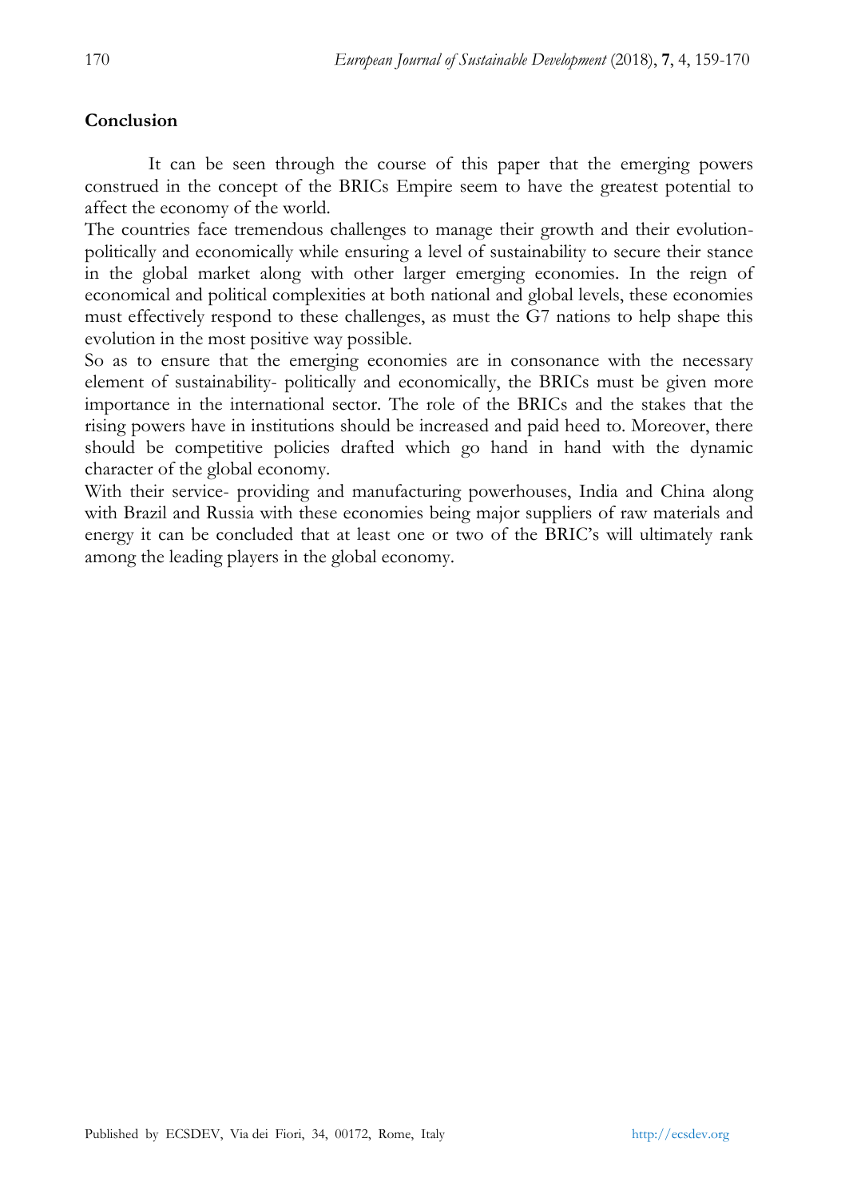## Conclusion

It can be seen through the course of this paper that the emerging powers construed in the concept of the BRICs Empire seem to have the greatest potential to affect the economy of the world.

The countries face tremendous challenges to manage their growth and their evolution-politically and economically while ensuring a level of sustainability to secure their stance in the global market along with other larger emerging economies. In the reign of economical and political complexities at both national and global levels, these economies must effectively respond to these challenges, as must the G7 nations to help shape this evolution in the most positive way possible.

So as to ensure that the emerging economies are in consonance with the necessary element of sustainability- politically and economically, the BRICs must be given more importance in the international sector. The role of the BRICs and the stakes that the rising powers have in institutions should be increased and paid heed to. Moreover, there should be competitive policies drafted which go hand in hand with the dynamic character of the global economy.

With their service- providing and manufacturing powerhouses, India and China along with Brazil and Russia with these economies being major suppliers of raw materials and energy it can be concluded that at least one or two of the BRIC's will ultimately rank among the leading players in the global economy.